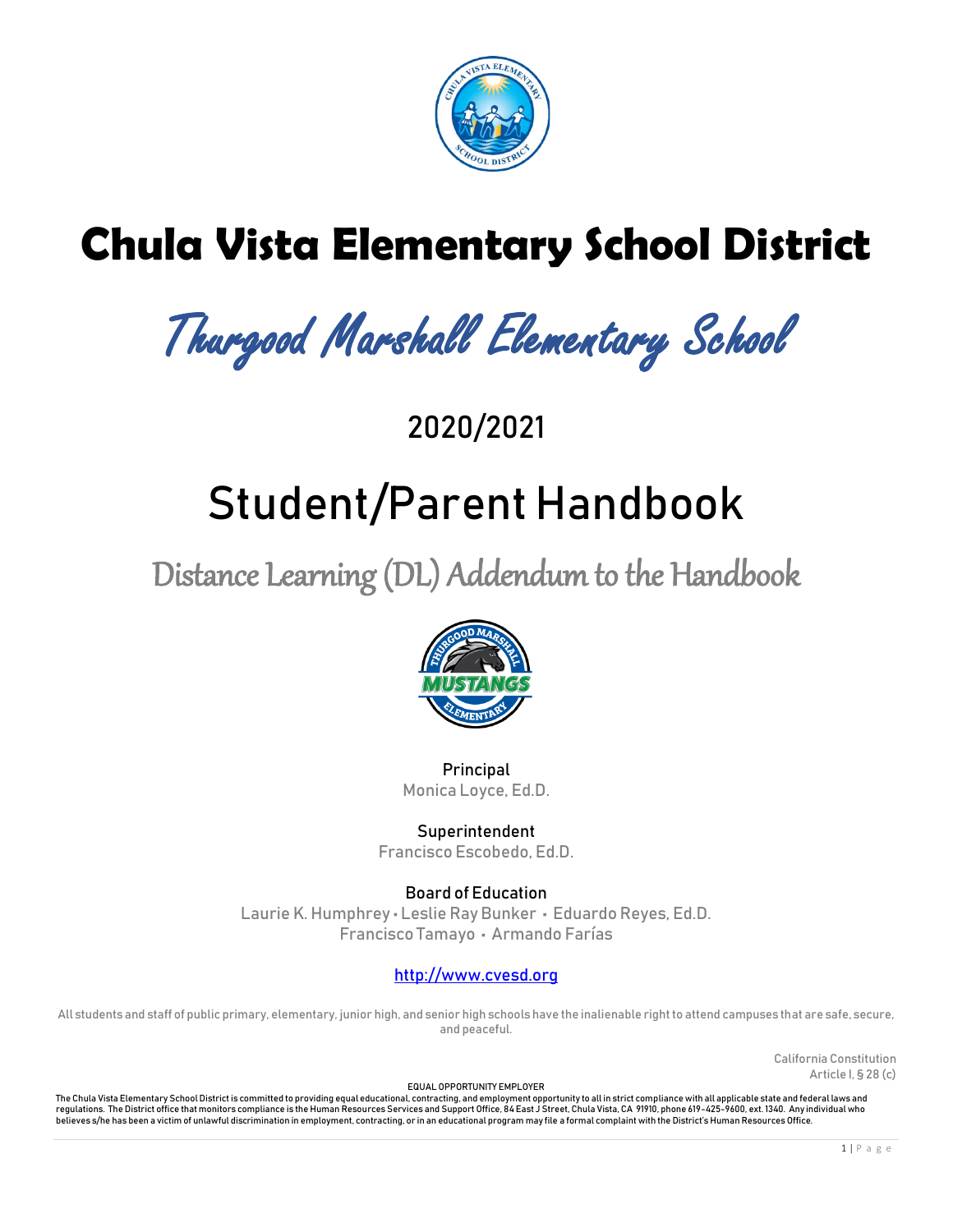# Chula Vista Elementary School District

## Thurgood Marshall Elementary School

## 2020/2021

# Student/Parent Handbook

## Distance Learning (DL) Addendum to the Handbook

Principal
Monica Loyce, Ed.D.

Superintendent
Francisco Escobedo, Ed.D.

Board of Education
Laurie K. Humphrey • Leslie Ray Bunker • Eduardo Reyes, Ed.D.
Francisco Tamayo • Armando Farías

http://www.cvesd.org

All students and staff of public primary, elementary, junior high, and senior high schools have the inalienable right to attend campuses that are safe, secure, and peaceful.

California Constitution
Article I, § 28 (c)

EQUAL OPPORTUNITY EMPLOYER

The Chula Vista Elementary School District is committed to providing equal educational, contracting, and employment opportunity to all in strict compliance with all applicable state and federal laws and regulations. The District office that monitors compliance is the Human Resources Services and Support Office, 84 East J Street, Chula Vista, CA 91910, phone 619-425-9600, ext. 1340. Any individual who believes s/he has been a victim of unlawful discrimination in employment, contracting, or in an educational program may file a formal complaint with the District's Human Resources Office.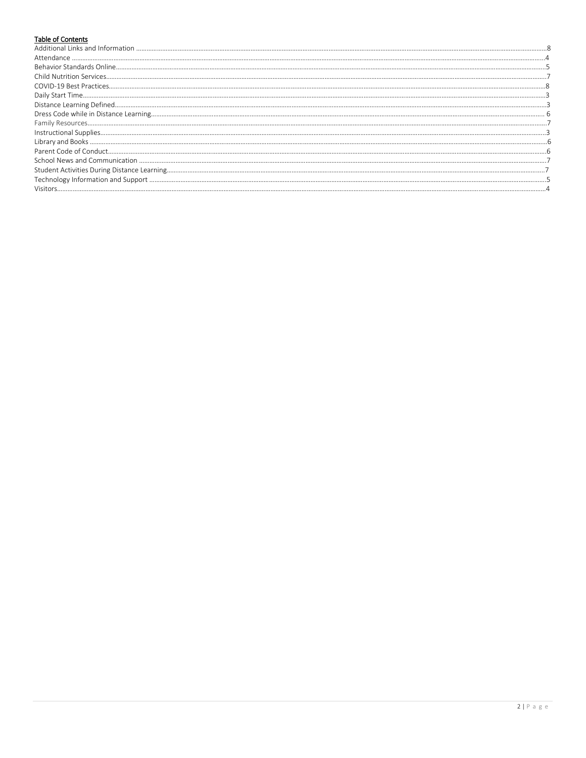**Table of Contents**

Additional Links and Information ........ 8
Attendance ........ 4
Behavior Standards Online ........ 5
Child Nutrition Services ........ 7
COVID-19 Best Practices ........ 8
Daily Start Time ........ 3
Distance Learning Defined ........ 3
Dress Code while in Distance Learning ........ 6
Family Resources ........ 7
Instructional Supplies ........ 3
Library and Books ........ 6
Parent Code of Conduct ........ 6
School News and Communication ........ 7
Student Activities During Distance Learning ........ 7
Technology Information and Support ........ 5
Visitors ........ 4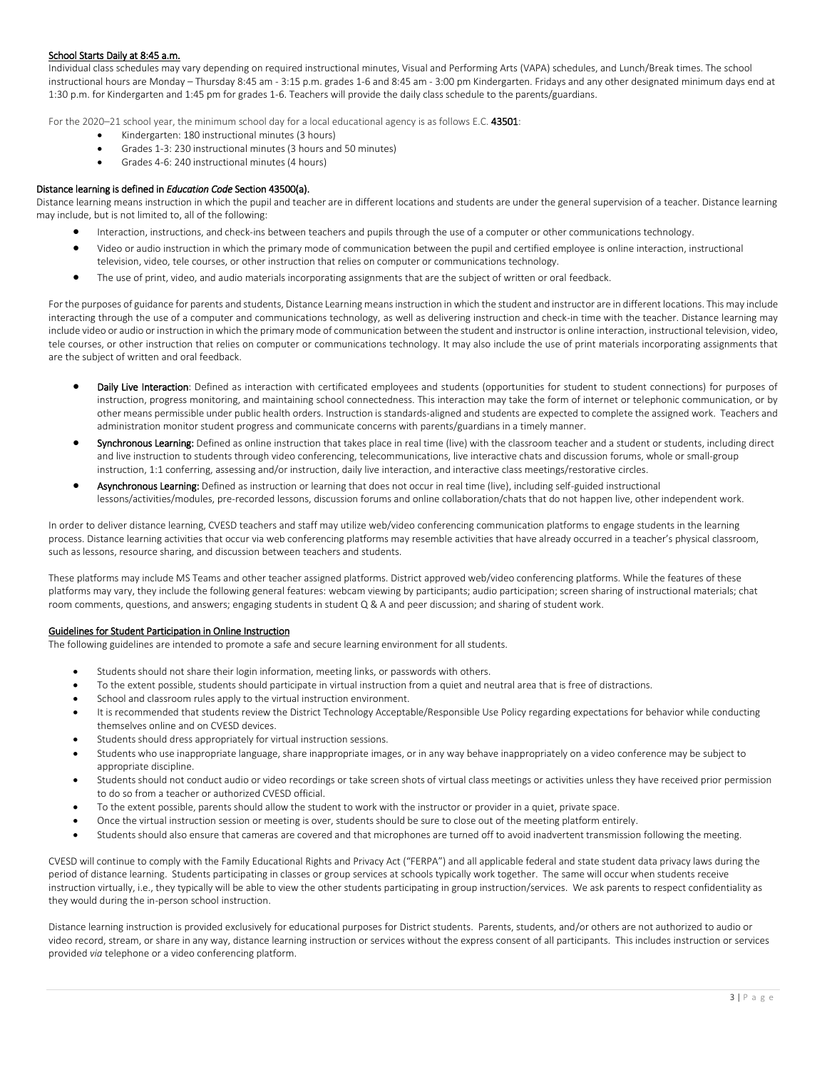## School Starts Daily at 8:45 a.m.

Individual class schedules may vary depending on required instructional minutes, Visual and Performing Arts (VAPA) schedules, and Lunch/Break times. The school instructional hours are Monday – Thursday 8:45 am - 3:15 p.m. grades 1-6 and 8:45 am - 3:00 pm Kindergarten. Fridays and any other designated minimum days end at 1:30 p.m. for Kindergarten and 1:45 pm for grades 1-6. Teachers will provide the daily class schedule to the parents/guardians.

For the 2020–21 school year, the minimum school day for a local educational agency is as follows E.C. **43501**:

- Kindergarten: 180 instructional minutes (3 hours)
- Grades 1-3: 230 instructional minutes (3 hours and 50 minutes)
- Grades 4-6: 240 instructional minutes (4 hours)

## Distance learning is defined in *Education Code* Section 43500(a).

Distance learning means instruction in which the pupil and teacher are in different locations and students are under the general supervision of a teacher. Distance learning may include, but is not limited to, all of the following:

- Interaction, instructions, and check-ins between teachers and pupils through the use of a computer or other communications technology.
- Video or audio instruction in which the primary mode of communication between the pupil and certified employee is online interaction, instructional television, video, tele courses, or other instruction that relies on computer or communications technology.
- The use of print, video, and audio materials incorporating assignments that are the subject of written or oral feedback.

For the purposes of guidance for parents and students, Distance Learning means instruction in which the student and instructor are in different locations. This may include interacting through the use of a computer and communications technology, as well as delivering instruction and check-in time with the teacher. Distance learning may include video or audio or instruction in which the primary mode of communication between the student and instructor is online interaction, instructional television, video, tele courses, or other instruction that relies on computer or communications technology. It may also include the use of print materials incorporating assignments that are the subject of written and oral feedback.

- **Daily Live Interaction**: Defined as interaction with certificated employees and students (opportunities for student to student connections) for purposes of instruction, progress monitoring, and maintaining school connectedness. This interaction may take the form of internet or telephonic communication, or by other means permissible under public health orders. Instruction is standards-aligned and students are expected to complete the assigned work. Teachers and administration monitor student progress and communicate concerns with parents/guardians in a timely manner.
- **Synchronous Learning:** Defined as online instruction that takes place in real time (live) with the classroom teacher and a student or students, including direct and live instruction to students through video conferencing, telecommunications, live interactive chats and discussion forums, whole or small-group instruction, 1:1 conferring, assessing and/or instruction, daily live interaction, and interactive class meetings/restorative circles.
- **Asynchronous Learning:** Defined as instruction or learning that does not occur in real time (live), including self-guided instructional lessons/activities/modules, pre-recorded lessons, discussion forums and online collaboration/chats that do not happen live, other independent work.

In order to deliver distance learning, CVESD teachers and staff may utilize web/video conferencing communication platforms to engage students in the learning process. Distance learning activities that occur via web conferencing platforms may resemble activities that have already occurred in a teacher's physical classroom, such as lessons, resource sharing, and discussion between teachers and students.

These platforms may include MS Teams and other teacher assigned platforms. District approved web/video conferencing platforms. While the features of these platforms may vary, they include the following general features: webcam viewing by participants; audio participation; screen sharing of instructional materials; chat room comments, questions, and answers; engaging students in student Q & A and peer discussion; and sharing of student work.

## Guidelines for Student Participation in Online Instruction

The following guidelines are intended to promote a safe and secure learning environment for all students.

- Students should not share their login information, meeting links, or passwords with others.
- To the extent possible, students should participate in virtual instruction from a quiet and neutral area that is free of distractions.
- School and classroom rules apply to the virtual instruction environment.
- It is recommended that students review the District Technology Acceptable/Responsible Use Policy regarding expectations for behavior while conducting themselves online and on CVESD devices.
- Students should dress appropriately for virtual instruction sessions.
- Students who use inappropriate language, share inappropriate images, or in any way behave inappropriately on a video conference may be subject to appropriate discipline.
- Students should not conduct audio or video recordings or take screen shots of virtual class meetings or activities unless they have received prior permission to do so from a teacher or authorized CVESD official.
- To the extent possible, parents should allow the student to work with the instructor or provider in a quiet, private space.
- Once the virtual instruction session or meeting is over, students should be sure to close out of the meeting platform entirely.
- Students should also ensure that cameras are covered and that microphones are turned off to avoid inadvertent transmission following the meeting.

CVESD will continue to comply with the Family Educational Rights and Privacy Act ("FERPA") and all applicable federal and state student data privacy laws during the period of distance learning. Students participating in classes or group services at schools typically work together. The same will occur when students receive instruction virtually, i.e., they typically will be able to view the other students participating in group instruction/services. We ask parents to respect confidentiality as they would during the in-person school instruction.

Distance learning instruction is provided exclusively for educational purposes for District students. Parents, students, and/or others are not authorized to audio or video record, stream, or share in any way, distance learning instruction or services without the express consent of all participants. This includes instruction or services provided *via* telephone or a video conferencing platform.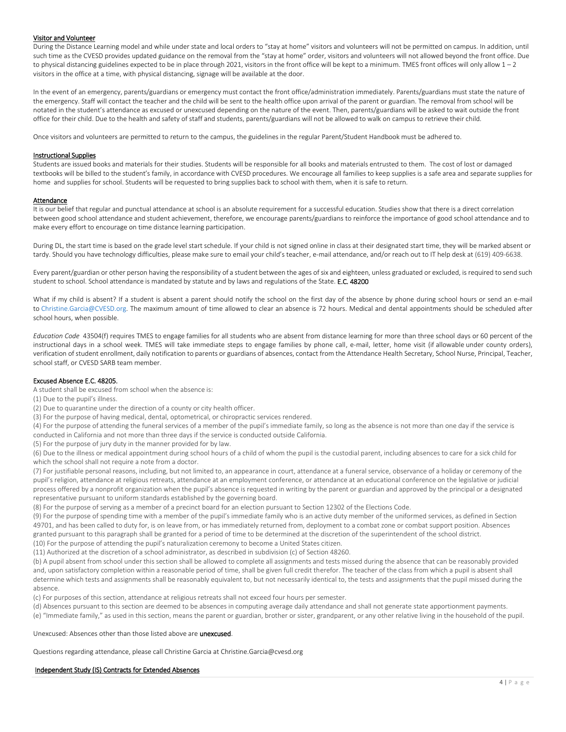## Visitor and Volunteer

During the Distance Learning model and while under state and local orders to "stay at home" visitors and volunteers will not be permitted on campus. In addition, until such time as the CVESD provides updated guidance on the removal from the "stay at home" order, visitors and volunteers will not allowed beyond the front office. Due to physical distancing guidelines expected to be in place through 2021, visitors in the front office will be kept to a minimum. TMES front offices will only allow 1 – 2 visitors in the office at a time, with physical distancing, signage will be available at the door.

In the event of an emergency, parents/guardians or emergency must contact the front office/administration immediately. Parents/guardians must state the nature of the emergency. Staff will contact the teacher and the child will be sent to the health office upon arrival of the parent or guardian. The removal from school will be notated in the student's attendance as excused or unexcused depending on the nature of the event. Then, parents/guardians will be asked to wait outside the front office for their child. Due to the health and safety of staff and students, parents/guardians will not be allowed to walk on campus to retrieve their child.

Once visitors and volunteers are permitted to return to the campus, the guidelines in the regular Parent/Student Handbook must be adhered to.

## Instructional Supplies

Students are issued books and materials for their studies. Students will be responsible for all books and materials entrusted to them. The cost of lost or damaged textbooks will be billed to the student's family, in accordance with CVESD procedures. We encourage all families to keep supplies is a safe area and separate supplies for home and supplies for school. Students will be requested to bring supplies back to school with them, when it is safe to return.

## Attendance

It is our belief that regular and punctual attendance at school is an absolute requirement for a successful education. Studies show that there is a direct correlation between good school attendance and student achievement, therefore, we encourage parents/guardians to reinforce the importance of good school attendance and to make every effort to encourage on time distance learning participation.

During DL, the start time is based on the grade level start schedule. If your child is not signed online in class at their designated start time, they will be marked absent or tardy. Should you have technology difficulties, please make sure to email your child's teacher, e-mail attendance, and/or reach out to IT help desk at (619) 409-6638.

Every parent/guardian or other person having the responsibility of a student between the ages of six and eighteen, unless graduated or excluded, is required to send such student to school. School attendance is mandated by statute and by laws and regulations of the State. **E.C. 48200**

What if my child is absent? If a student is absent a parent should notify the school on the first day of the absence by phone during school hours or send an e-mail to Christine.Garcia@CVESD.org. The maximum amount of time allowed to clear an absence is 72 hours. Medical and dental appointments should be scheduled after school hours, when possible.

*Education Code* 43504(f) requires TMES to engage families for all students who are absent from distance learning for more than three school days or 60 percent of the instructional days in a school week. TMES will take immediate steps to engage families by phone call, e-mail, letter, home visit (if allowable under county orders), verification of student enrollment, daily notification to parents or guardians of absences, contact from the Attendance Health Secretary, School Nurse, Principal, Teacher, school staff, or CVESD SARB team member.

## Excused Absence E.C. 48205.

A student shall be excused from school when the absence is:

(1) Due to the pupil's illness.

(2) Due to quarantine under the direction of a county or city health officer.

(3) For the purpose of having medical, dental, optometrical, or chiropractic services rendered.

(4) For the purpose of attending the funeral services of a member of the pupil's immediate family, so long as the absence is not more than one day if the service is conducted in California and not more than three days if the service is conducted outside California.

(5) For the purpose of jury duty in the manner provided for by law.

(6) Due to the illness or medical appointment during school hours of a child of whom the pupil is the custodial parent, including absences to care for a sick child for which the school shall not require a note from a doctor.

(7) For justifiable personal reasons, including, but not limited to, an appearance in court, attendance at a funeral service, observance of a holiday or ceremony of the pupil's religion, attendance at religious retreats, attendance at an employment conference, or attendance at an educational conference on the legislative or judicial process offered by a nonprofit organization when the pupil's absence is requested in writing by the parent or guardian and approved by the principal or a designated representative pursuant to uniform standards established by the governing board.

(8) For the purpose of serving as a member of a precinct board for an election pursuant to Section 12302 of the Elections Code.

(9) For the purpose of spending time with a member of the pupil's immediate family who is an active duty member of the uniformed services, as defined in Section 49701, and has been called to duty for, is on leave from, or has immediately returned from, deployment to a combat zone or combat support position. Absences granted pursuant to this paragraph shall be granted for a period of time to be determined at the discretion of the superintendent of the school district.

(10) For the purpose of attending the pupil's naturalization ceremony to become a United States citizen.

(11) Authorized at the discretion of a school administrator, as described in subdivision (c) of Section 48260.

(b) A pupil absent from school under this section shall be allowed to complete all assignments and tests missed during the absence that can be reasonably provided and, upon satisfactory completion within a reasonable period of time, shall be given full credit therefor. The teacher of the class from which a pupil is absent shall determine which tests and assignments shall be reasonably equivalent to, but not necessarily identical to, the tests and assignments that the pupil missed during the absence.

(c) For purposes of this section, attendance at religious retreats shall not exceed four hours per semester.

(d) Absences pursuant to this section are deemed to be absences in computing average daily attendance and shall not generate state apportionment payments.

(e) "Immediate family," as used in this section, means the parent or guardian, brother or sister, grandparent, or any other relative living in the household of the pupil.

Unexcused: Absences other than those listed above are **unexcused**.

Questions regarding attendance, please call Christine Garcia at Christine.Garcia@cvesd.org

## Independent Study (IS) Contracts for Extended Absences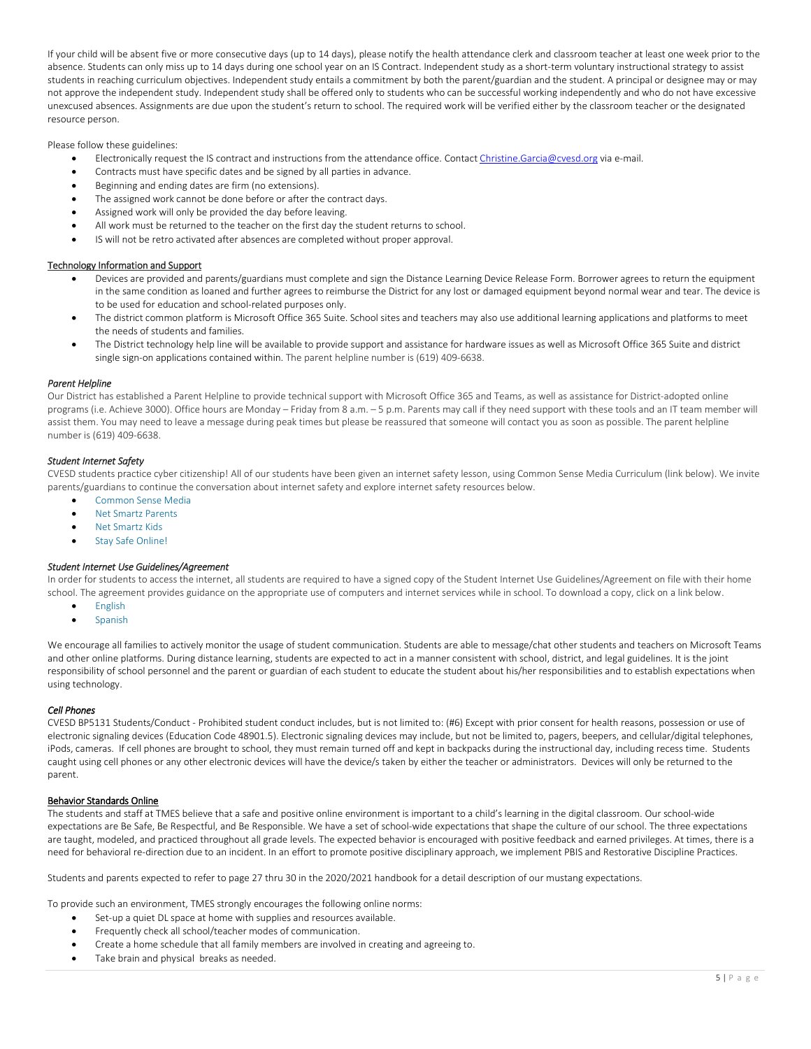If your child will be absent five or more consecutive days (up to 14 days), please notify the health attendance clerk and classroom teacher at least one week prior to the absence. Students can only miss up to 14 days during one school year on an IS Contract. Independent study as a short-term voluntary instructional strategy to assist students in reaching curriculum objectives. Independent study entails a commitment by both the parent/guardian and the student. A principal or designee may or may not approve the independent study. Independent study shall be offered only to students who can be successful working independently and who do not have excessive unexcused absences. Assignments are due upon the student's return to school. The required work will be verified either by the classroom teacher or the designated resource person.

Please follow these guidelines:

- Electronically request the IS contract and instructions from the attendance office. Contact Christine.Garcia@cvesd.org via e-mail.
- Contracts must have specific dates and be signed by all parties in advance.
- Beginning and ending dates are firm (no extensions).
- The assigned work cannot be done before or after the contract days.
- Assigned work will only be provided the day before leaving.
- All work must be returned to the teacher on the first day the student returns to school.
- IS will not be retro activated after absences are completed without proper approval.

## Technology Information and Support

- Devices are provided and parents/guardians must complete and sign the Distance Learning Device Release Form. Borrower agrees to return the equipment in the same condition as loaned and further agrees to reimburse the District for any lost or damaged equipment beyond normal wear and tear. The device is to be used for education and school-related purposes only.
- The district common platform is Microsoft Office 365 Suite. School sites and teachers may also use additional learning applications and platforms to meet the needs of students and families.
- The District technology help line will be available to provide support and assistance for hardware issues as well as Microsoft Office 365 Suite and district single sign-on applications contained within. The parent helpline number is (619) 409-6638.

### *Parent Helpline*

Our District has established a Parent Helpline to provide technical support with Microsoft Office 365 and Teams, as well as assistance for District-adopted online programs (i.e. Achieve 3000). Office hours are Monday – Friday from 8 a.m. – 5 p.m. Parents may call if they need support with these tools and an IT team member will assist them. You may need to leave a message during peak times but please be reassured that someone will contact you as soon as possible. The parent helpline number is (619) 409-6638.

### *Student Internet Safety*

CVESD students practice cyber citizenship! All of our students have been given an internet safety lesson, using Common Sense Media Curriculum (link below). We invite parents/guardians to continue the conversation about internet safety and explore internet safety resources below.

- Common Sense Media
- Net Smartz Parents
- Net Smartz Kids
- Stay Safe Online!

### *Student Internet Use Guidelines/Agreement*

In order for students to access the internet, all students are required to have a signed copy of the Student Internet Use Guidelines/Agreement on file with their home school. The agreement provides guidance on the appropriate use of computers and internet services while in school. To download a copy, click on a link below.

- English
- Spanish

We encourage all families to actively monitor the usage of student communication. Students are able to message/chat other students and teachers on Microsoft Teams and other online platforms. During distance learning, students are expected to act in a manner consistent with school, district, and legal guidelines. It is the joint responsibility of school personnel and the parent or guardian of each student to educate the student about his/her responsibilities and to establish expectations when using technology.

### *Cell Phones*

CVESD BP5131 Students/Conduct - Prohibited student conduct includes, but is not limited to: (#6) Except with prior consent for health reasons, possession or use of electronic signaling devices (Education Code 48901.5). Electronic signaling devices may include, but not be limited to, pagers, beepers, and cellular/digital telephones, iPods, cameras. If cell phones are brought to school, they must remain turned off and kept in backpacks during the instructional day, including recess time. Students caught using cell phones or any other electronic devices will have the device/s taken by either the teacher or administrators. Devices will only be returned to the parent.

## Behavior Standards Online

The students and staff at TMES believe that a safe and positive online environment is important to a child's learning in the digital classroom. Our school-wide expectations are Be Safe, Be Respectful, and Be Responsible. We have a set of school-wide expectations that shape the culture of our school. The three expectations are taught, modeled, and practiced throughout all grade levels. The expected behavior is encouraged with positive feedback and earned privileges. At times, there is a need for behavioral re-direction due to an incident. In an effort to promote positive disciplinary approach, we implement PBIS and Restorative Discipline Practices.

Students and parents expected to refer to page 27 thru 30 in the 2020/2021 handbook for a detail description of our mustang expectations.

To provide such an environment, TMES strongly encourages the following online norms:

- Set-up a quiet DL space at home with supplies and resources available.
- Frequently check all school/teacher modes of communication.
- Create a home schedule that all family members are involved in creating and agreeing to.
- Take brain and physical breaks as needed.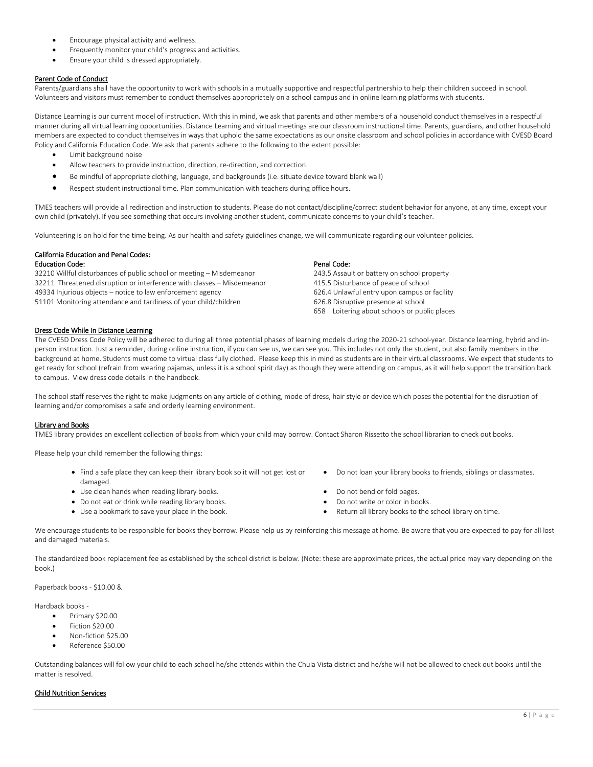- Encourage physical activity and wellness.
- Frequently monitor your child's progress and activities.
- Ensure your child is dressed appropriately.

## Parent Code of Conduct

Parents/guardians shall have the opportunity to work with schools in a mutually supportive and respectful partnership to help their children succeed in school. Volunteers and visitors must remember to conduct themselves appropriately on a school campus and in online learning platforms with students.

Distance Learning is our current model of instruction. With this in mind, we ask that parents and other members of a household conduct themselves in a respectful manner during all virtual learning opportunities. Distance Learning and virtual meetings are our classroom instructional time. Parents, guardians, and other household members are expected to conduct themselves in ways that uphold the same expectations as our onsite classroom and school policies in accordance with CVESD Board Policy and California Education Code. We ask that parents adhere to the following to the extent possible:

- Limit background noise
- Allow teachers to provide instruction, direction, re-direction, and correction
- Be mindful of appropriate clothing, language, and backgrounds (i.e. situate device toward blank wall)
- Respect student instructional time. Plan communication with teachers during office hours.

TMES teachers will provide all redirection and instruction to students. Please do not contact/discipline/correct student behavior for anyone, at any time, except your own child (privately). If you see something that occurs involving another student, communicate concerns to your child's teacher.

Volunteering is on hold for the time being. As our health and safety guidelines change, we will communicate regarding our volunteer policies.

### California Education and Penal Codes:

**Education Code:**

32210 Willful disturbances of public school or meeting – Misdemeanor
32211 Threatened disruption or interference with classes – Misdemeanor
49334 Injurious objects – notice to law enforcement agency
51101 Monitoring attendance and tardiness of your child/children

**Penal Code:**

243.5 Assault or battery on school property
415.5 Disturbance of peace of school
626.4 Unlawful entry upon campus or facility
626.8 Disruptive presence at school
658 Loitering about schools or public places

## Dress Code While In Distance Learning

The CVESD Dress Code Policy will be adhered to during all three potential phases of learning models during the 2020-21 school-year. Distance learning, hybrid and in-person instruction. Just a reminder, during online instruction, if you can see us, we can see you. This includes not only the student, but also family members in the background at home. Students must come to virtual class fully clothed. Please keep this in mind as students are in their virtual classrooms. We expect that students to get ready for school (refrain from wearing pajamas, unless it is a school spirit day) as though they were attending on campus, as it will help support the transition back to campus. View dress code details in the handbook.

The school staff reserves the right to make judgments on any article of clothing, mode of dress, hair style or device which poses the potential for the disruption of learning and/or compromises a safe and orderly learning environment.

## Library and Books

TMES library provides an excellent collection of books from which your child may borrow. Contact Sharon Rissetto the school librarian to check out books.

Please help your child remember the following things:

- Find a safe place they can keep their library book so it will not get lost or damaged.
- Use clean hands when reading library books.
- Do not eat or drink while reading library books.
- Use a bookmark to save your place in the book.
- Do not loan your library books to friends, siblings or classmates.
- Do not bend or fold pages.
- Do not write or color in books.
- Return all library books to the school library on time.

We encourage students to be responsible for books they borrow. Please help us by reinforcing this message at home. Be aware that you are expected to pay for all lost and damaged materials.

The standardized book replacement fee as established by the school district is below. (Note: these are approximate prices, the actual price may vary depending on the book.)

Paperback books - $10.00 &

Hardback books -

- Primary $20.00
- Fiction $20.00
- Non-fiction $25.00
- Reference $50.00

Outstanding balances will follow your child to each school he/she attends within the Chula Vista district and he/she will not be allowed to check out books until the matter is resolved.

## Child Nutrition Services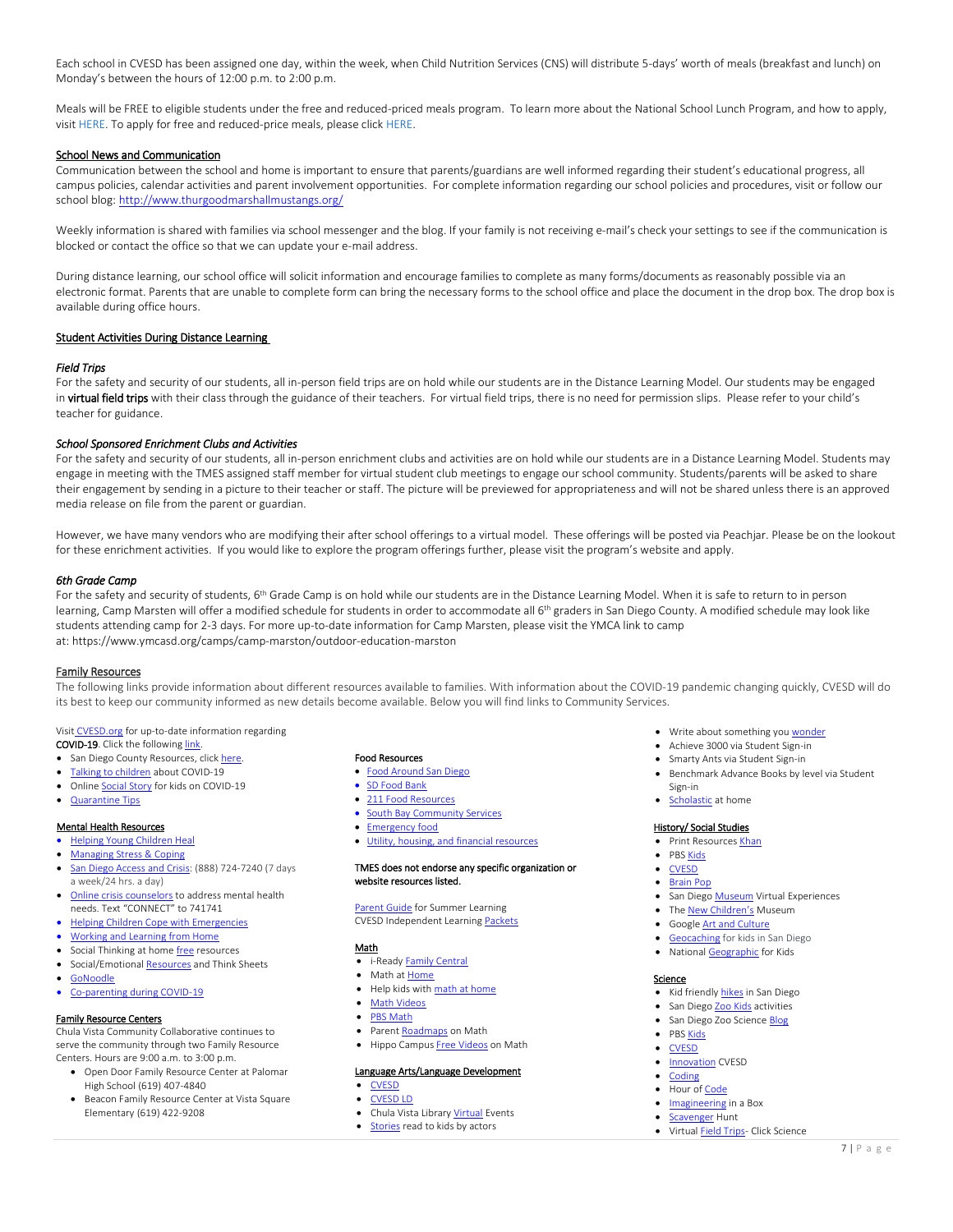Each school in CVESD has been assigned one day, within the week, when Child Nutrition Services (CNS) will distribute 5-days' worth of meals (breakfast and lunch) on Monday's between the hours of 12:00 p.m. to 2:00 p.m.

Meals will be FREE to eligible students under the free and reduced-priced meals program. To learn more about the National School Lunch Program, and how to apply, visit HERE. To apply for free and reduced-price meals, please click HERE.

## School News and Communication

Communication between the school and home is important to ensure that parents/guardians are well informed regarding their student's educational progress, all campus policies, calendar activities and parent involvement opportunities. For complete information regarding our school policies and procedures, visit or follow our school blog: http://www.thurgoodmarshallmustangs.org/

Weekly information is shared with families via school messenger and the blog. If your family is not receiving e-mail's check your settings to see if the communication is blocked or contact the office so that we can update your e-mail address.

During distance learning, our school office will solicit information and encourage families to complete as many forms/documents as reasonably possible via an electronic format. Parents that are unable to complete form can bring the necessary forms to the school office and place the document in the drop box. The drop box is available during office hours.

## Student Activities During Distance Learning

### *Field Trips*

For the safety and security of our students, all in-person field trips are on hold while our students are in the Distance Learning Model. Our students may be engaged in **virtual field trips** with their class through the guidance of their teachers. For virtual field trips, there is no need for permission slips. Please refer to your child's teacher for guidance.

### *School Sponsored Enrichment Clubs and Activities*

For the safety and security of our students, all in-person enrichment clubs and activities are on hold while our students are in a Distance Learning Model. Students may engage in meeting with the TMES assigned staff member for virtual student club meetings to engage our school community. Students/parents will be asked to share their engagement by sending in a picture to their teacher or staff. The picture will be previewed for appropriateness and will not be shared unless there is an approved media release on file from the parent or guardian.

However, we have many vendors who are modifying their after school offerings to a virtual model. These offerings will be posted via Peachjar. Please be on the lookout for these enrichment activities. If you would like to explore the program offerings further, please visit the program's website and apply.

### *6th Grade Camp*

For the safety and security of students, 6th Grade Camp is on hold while our students are in the Distance Learning Model. When it is safe to return to in person learning, Camp Marsten will offer a modified schedule for students in order to accommodate all 6th graders in San Diego County. A modified schedule may look like students attending camp for 2-3 days. For more up-to-date information for Camp Marsten, please visit the YMCA link to camp at: https://www.ymcasd.org/camps/camp-marston/outdoor-education-marston

## Family Resources

The following links provide information about different resources available to families. With information about the COVID-19 pandemic changing quickly, CVESD will do its best to keep our community informed as new details become available. Below you will find links to Community Services.

Visit CVESD.org for up-to-date information regarding **COVID-19**. Click the following link.

- San Diego County Resources, click here.
- Talking to children about COVID-19
- Online Social Story for kids on COVID-19
- Quarantine Tips

### Mental Health Resources

- Helping Young Children Heal
- Managing Stress & Coping
- San Diego Access and Crisis: (888) 724-7240 (7 days a week/24 hrs. a day)
- Online crisis counselors to address mental health needs. Text "CONNECT" to 741741
- Helping Children Cope with Emergencies
- Working and Learning from Home
- Social Thinking at home free resources
- Social/Emotional Resources and Think Sheets
- GoNoodle
- Co-parenting during COVID-19

### Family Resource Centers

Chula Vista Community Collaborative continues to serve the community through two Family Resource Centers. Hours are 9:00 a.m. to 3:00 p.m.

- Open Door Family Resource Center at Palomar High School (619) 407-4840
- Beacon Family Resource Center at Vista Square Elementary (619) 422-9208

### Food Resources

- Food Around San Diego
- SD Food Bank
- 211 Food Resources
- South Bay Community Services
- Emergency food
- Utility, housing, and financial resources

**TMES does not endorse any specific organization or website resources listed.**

Parent Guide for Summer Learning
CVESD Independent Learning Packets

### Math

- i-Ready Family Central
- Math at Home
- Help kids with math at home
- Math Videos
- PBS Math
- Parent Roadmaps on Math
- Hippo Campus Free Videos on Math

### Language Arts/Language Development

- CVESD
- CVESD LD
- Chula Vista Library Virtual Events
- Stories read to kids by actors
- Write about something you wonder
- Achieve 3000 via Student Sign-in
- Smarty Ants via Student Sign-in
- Benchmark Advance Books by level via Student Sign-in
- Scholastic at home

### History/ Social Studies

- Print Resources Khan
- PBS Kids
- CVESD
- Brain Pop
- San Diego Museum Virtual Experiences
- The New Children's Museum
- Google Art and Culture
- Geocaching for kids in San Diego
- National Geographic for Kids

### Science

- Kid friendly hikes in San Diego
- San Diego Zoo Kids activities
- San Diego Zoo Science Blog
- PBS Kids
- CVESD
- Innovation CVESD
- Coding
- Hour of Code
- Imagineering in a Box
- Scavenger Hunt
- Virtual Field Trips- Click Science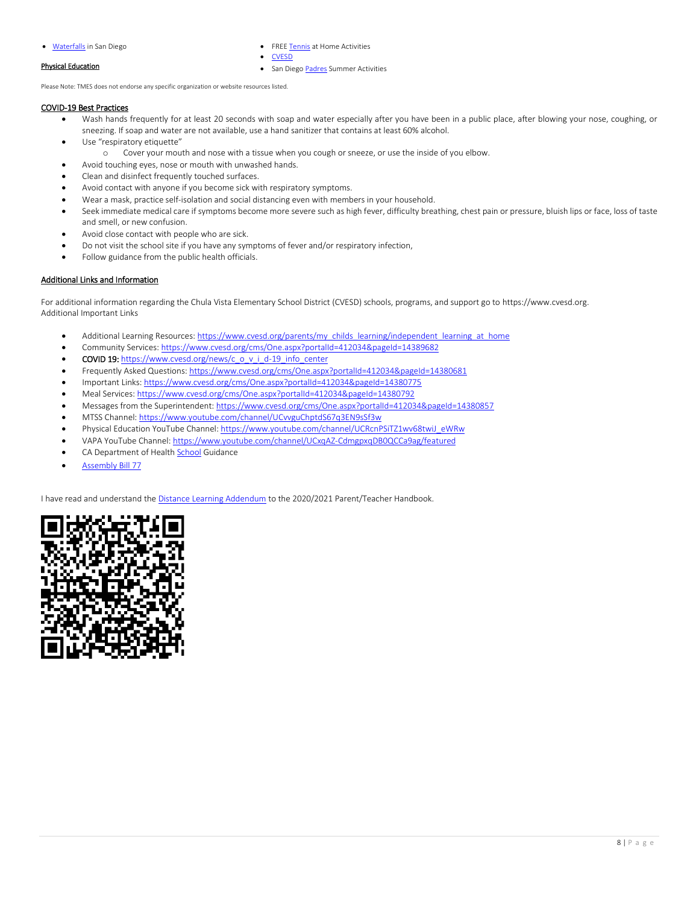- Waterfalls in San Diego

Physical Education

- FREE Tennis at Home Activities
- CVESD
- San Diego Padres Summer Activities

Please Note: TMES does not endorse any specific organization or website resources listed.

## COVID-19 Best Practices

- Wash hands frequently for at least 20 seconds with soap and water especially after you have been in a public place, after blowing your nose, coughing, or sneezing. If soap and water are not available, use a hand sanitizer that contains at least 60% alcohol.
- Use "respiratory etiquette"
  - Cover your mouth and nose with a tissue when you cough or sneeze, or use the inside of you elbow.
- Avoid touching eyes, nose or mouth with unwashed hands.
- Clean and disinfect frequently touched surfaces.
- Avoid contact with anyone if you become sick with respiratory symptoms.
- Wear a mask, practice self-isolation and social distancing even with members in your household.
- Seek immediate medical care if symptoms become more severe such as high fever, difficulty breathing, chest pain or pressure, bluish lips or face, loss of taste and smell, or new confusion.
- Avoid close contact with people who are sick.
- Do not visit the school site if you have any symptoms of fever and/or respiratory infection,
- Follow guidance from the public health officials.

## Additional Links and Information

For additional information regarding the Chula Vista Elementary School District (CVESD) schools, programs, and support go to https://www.cvesd.org.
Additional Important Links

- Additional Learning Resources: https://www.cvesd.org/parents/my_childs_learning/independent_learning_at_home
- Community Services: https://www.cvesd.org/cms/One.aspx?portalId=412034&pageId=14389682
- COVID 19: https://www.cvesd.org/news/c_o_v_i_d-19_info_center
- Frequently Asked Questions: https://www.cvesd.org/cms/One.aspx?portalId=412034&pageId=14380681
- Important Links: https://www.cvesd.org/cms/One.aspx?portalId=412034&pageId=14380775
- Meal Services: https://www.cvesd.org/cms/One.aspx?portalId=412034&pageId=14380792
- Messages from the Superintendent: https://www.cvesd.org/cms/One.aspx?portalId=412034&pageId=14380857
- MTSS Channel: https://www.youtube.com/channel/UCvvguChptdS67q3EN9sSf3w
- Physical Education YouTube Channel: https://www.youtube.com/channel/UCRcnPSiTZ1wv68twiJ_eWRw
- VAPA YouTube Channel: https://www.youtube.com/channel/UCxqAZ-CdmgpxqDB0QCCa9ag/featured
- CA Department of Health School Guidance
- Assembly Bill 77

I have read and understand the Distance Learning Addendum to the 2020/2021 Parent/Teacher Handbook.